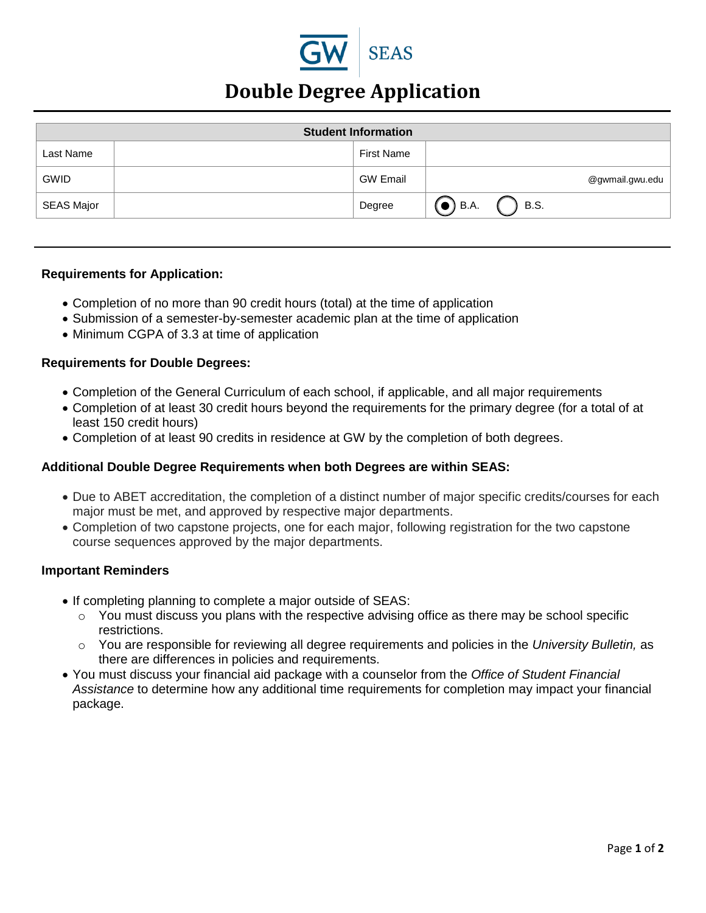GW SEAS

# Double Degree Application

| Student Information | | | |
|---|---|---|---|
| Last Name | | First Name | |
| GWID | | GW Email | @gwmail.gwu.edu |
| SEAS Major | | Degree | ◉ B.A. ○ B.S. |

**Requirements for Application:**

- Completion of no more than 90 credit hours (total) at the time of application
- Submission of a semester-by-semester academic plan at the time of application
- Minimum CGPA of 3.3 at time of application

**Requirements for Double Degrees:**

- Completion of the General Curriculum of each school, if applicable, and all major requirements
- Completion of at least 30 credit hours beyond the requirements for the primary degree (for a total of at least 150 credit hours)
- Completion of at least 90 credits in residence at GW by the completion of both degrees.

**Additional Double Degree Requirements when both Degrees are within SEAS:**

- Due to ABET accreditation, the completion of a distinct number of major specific credits/courses for each major must be met, and approved by respective major departments.
- Completion of two capstone projects, one for each major, following registration for the two capstone course sequences approved by the major departments.

**Important Reminders**

- If completing planning to complete a major outside of SEAS:
  - You must discuss you plans with the respective advising office as there may be school specific restrictions.
  - You are responsible for reviewing all degree requirements and policies in the *University Bulletin,* as there are differences in policies and requirements.
- You must discuss your financial aid package with a counselor from the *Office of Student Financial Assistance* to determine how any additional time requirements for completion may impact your financial package.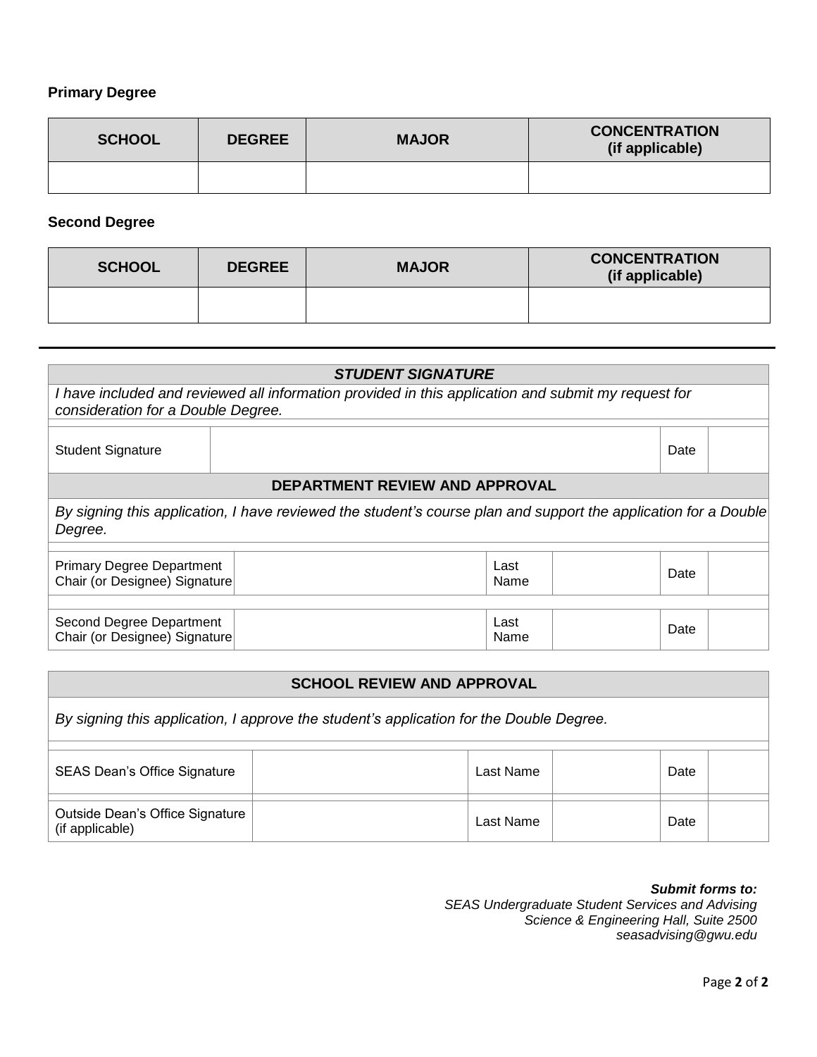**Primary Degree**

| SCHOOL | DEGREE | MAJOR | CONCENTRATION (if applicable) |
| --- | --- | --- | --- |
| | | | |

**Second Degree**

| SCHOOL | DEGREE | MAJOR | CONCENTRATION (if applicable) |
| --- | --- | --- | --- |
| | | | |

---

| ***STUDENT SIGNATURE*** | | | |
| --- | --- | --- | --- |
| *I have included and reviewed all information provided in this application and submit my request for consideration for a Double Degree.* | | | |
| Student Signature | | Date | |

| **DEPARTMENT REVIEW AND APPROVAL** | | | | | |
| --- | --- | --- | --- | --- | --- |
| *By signing this application, I have reviewed the student's course plan and support the application for a Double Degree.* | | | | | |
| Primary Degree Department Chair (or Designee) Signature | | Last Name | | Date | |
| Second Degree Department Chair (or Designee) Signature | | Last Name | | Date | |

| **SCHOOL REVIEW AND APPROVAL** | | | | | |
| --- | --- | --- | --- | --- | --- |
| *By signing this application, I approve the student's application for the Double Degree.* | | | | | |
| SEAS Dean's Office Signature | | Last Name | | Date | |
| Outside Dean's Office Signature (if applicable) | | Last Name | | Date | |

***Submit forms to:***
*SEAS Undergraduate Student Services and Advising*
*Science & Engineering Hall, Suite 2500*
*seasadvising@gwu.edu*